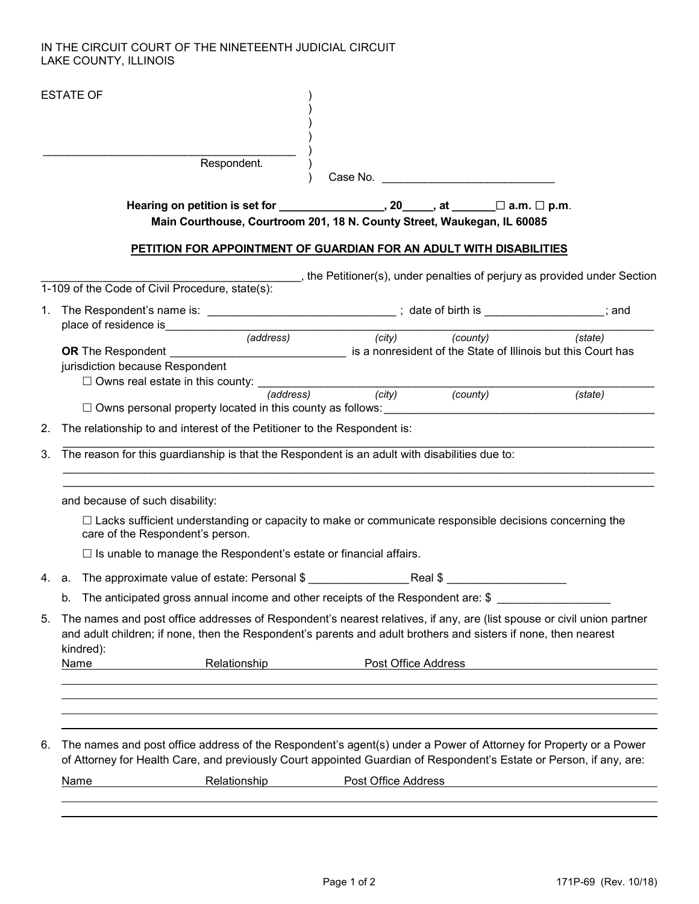IN THE CIRCUIT COURT OF THE NINETEENTH JUDICIAL CIRCUIT
LAKE COUNTY, ILLINOIS

ESTATE OF )
)
)
)
_________________________________________ )
Respondent. )
) Case No. ___________________________

**Hearing on petition is set for ________________, 20____, at _______☐ a.m. ☐ p.m.**
**Main Courthouse, Courtroom 201, 18 N. County Street, Waukegan, IL 60085**

**PETITION FOR APPOINTMENT OF GUARDIAN FOR AN ADULT WITH DISABILITIES**

___________________________________________, the Petitioner(s), under penalties of perjury as provided under Section 1-109 of the Code of Civil Procedure, state(s):

1. The Respondent's name is: ______________________________ ; date of birth is __________________; and place of residence is______________________________________________________________________
*(address) (city) (county) (state)*
**OR** The Respondent ____________________________ is a nonresident of the State of Illinois but this Court has jurisdiction because Respondent
☐ Owns real estate in this county: ___________________________________________________________
*(address) (city) (county) (state)*
☐ Owns personal property located in this county as follows:____________________________________________

2. The relationship to and interest of the Petitioner to the Respondent is:
_____________________________________________________________________________________________

3. The reason for this guardianship is that the Respondent is an adult with disabilities due to:
_____________________________________________________________________________________________
_____________________________________________________________________________________________

   and because of such disability:

   ☐ Lacks sufficient understanding or capacity to make or communicate responsible decisions concerning the care of the Respondent's person.

   ☐ Is unable to manage the Respondent's estate or financial affairs.

4. a. The approximate value of estate: Personal $ _______________ Real $ __________________

   b. The anticipated gross annual income and other receipts of the Respondent are: $ _________________

5. The names and post office addresses of Respondent's nearest relatives, if any, are (list spouse or civil union partner and adult children; if none, then the Respondent's parents and adult brothers and sisters if none, then nearest kindred):

| Name | Relationship | Post Office Address |
|---|---|---|
| | | |
| | | |
| | | |
| | | |

6. The names and post office address of the Respondent's agent(s) under a Power of Attorney for Property or a Power of Attorney for Health Care, and previously Court appointed Guardian of Respondent's Estate or Person, if any, are:

| Name | Relationship | Post Office Address |
|---|---|---|
| | | |
| | | |

171P-69 (Rev. 10/18)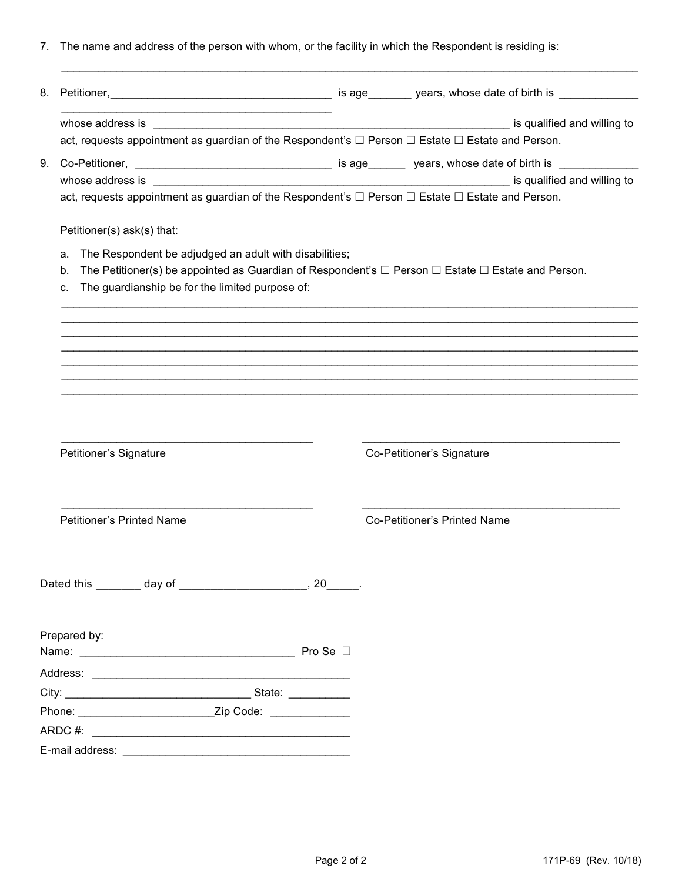7. The name and address of the person with whom, or the facility in which the Respondent is residing is:

_______________________________________________________________________________________

8. Petitioner,___________________________________ is age_______ years, whose date of birth is _____________
_____________________________________________
whose address is ___________________________________________________________ is qualified and willing to act, requests appointment as guardian of the Respondent's ☐ Person ☐ Estate ☐ Estate and Person.

9. Co-Petitioner, ________________________________ is age______ years, whose date of birth is _____________
whose address is ___________________________________________________________ is qualified and willing to act, requests appointment as guardian of the Respondent's ☐ Person ☐ Estate ☐ Estate and Person.

Petitioner(s) ask(s) that:

a. The Respondent be adjudged an adult with disabilities;
b. The Petitioner(s) be appointed as Guardian of Respondent's ☐ Person ☐ Estate ☐ Estate and Person.
c. The guardianship be for the limited purpose of:

_______________________________________________________________________________________
_______________________________________________________________________________________
_______________________________________________________________________________________
_______________________________________________________________________________________
_______________________________________________________________________________________
_______________________________________________________________________________________
_______________________________________________________________________________________

_________________________________________ _________________________________________
Petitioner's Signature Co-Petitioner's Signature

_________________________________________ _________________________________________
Petitioner's Printed Name Co-Petitioner's Printed Name

Dated this _______ day of ____________________, 20_____.

Prepared by:
Name: __________________________________ Pro Se ☐
Address: ____________________________________________
City: ______________________________ State: __________
Phone: _____________________Zip Code: _____________
ARDC #: ____________________________________________
E-mail address: ____________________________________

171P-69 (Rev. 10/18)